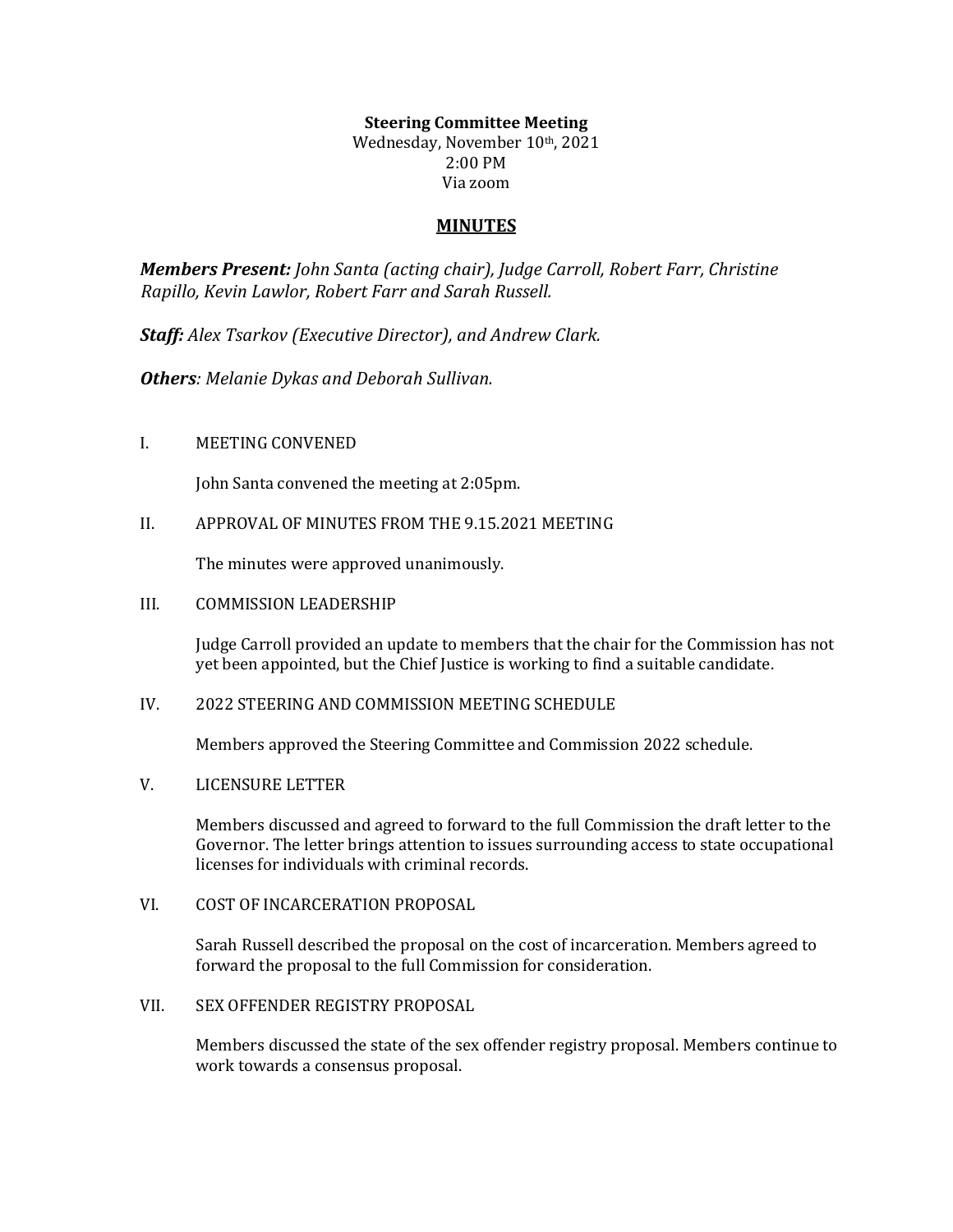**Steering Committee Meeting**
Wednesday, November 10th, 2021
2:00 PM
Via zoom

## MINUTES

***Members Present:*** *John Santa (acting chair), Judge Carroll, Robert Farr, Christine Rapillo, Kevin Lawlor, Robert Farr and Sarah Russell.*

***Staff:*** *Alex Tsarkov (Executive Director), and Andrew Clark.*

***Others***: *Melanie Dykas and Deborah Sullivan.*

I. MEETING CONVENED

John Santa convened the meeting at 2:05pm.

II. APPROVAL OF MINUTES FROM THE 9.15.2021 MEETING

The minutes were approved unanimously.

III. COMMISSION LEADERSHIP

Judge Carroll provided an update to members that the chair for the Commission has not yet been appointed, but the Chief Justice is working to find a suitable candidate.

IV. 2022 STEERING AND COMMISSION MEETING SCHEDULE

Members approved the Steering Committee and Commission 2022 schedule.

V. LICENSURE LETTER

Members discussed and agreed to forward to the full Commission the draft letter to the Governor. The letter brings attention to issues surrounding access to state occupational licenses for individuals with criminal records.

VI. COST OF INCARCERATION PROPOSAL

Sarah Russell described the proposal on the cost of incarceration. Members agreed to forward the proposal to the full Commission for consideration.

VII. SEX OFFENDER REGISTRY PROPOSAL

Members discussed the state of the sex offender registry proposal. Members continue to work towards a consensus proposal.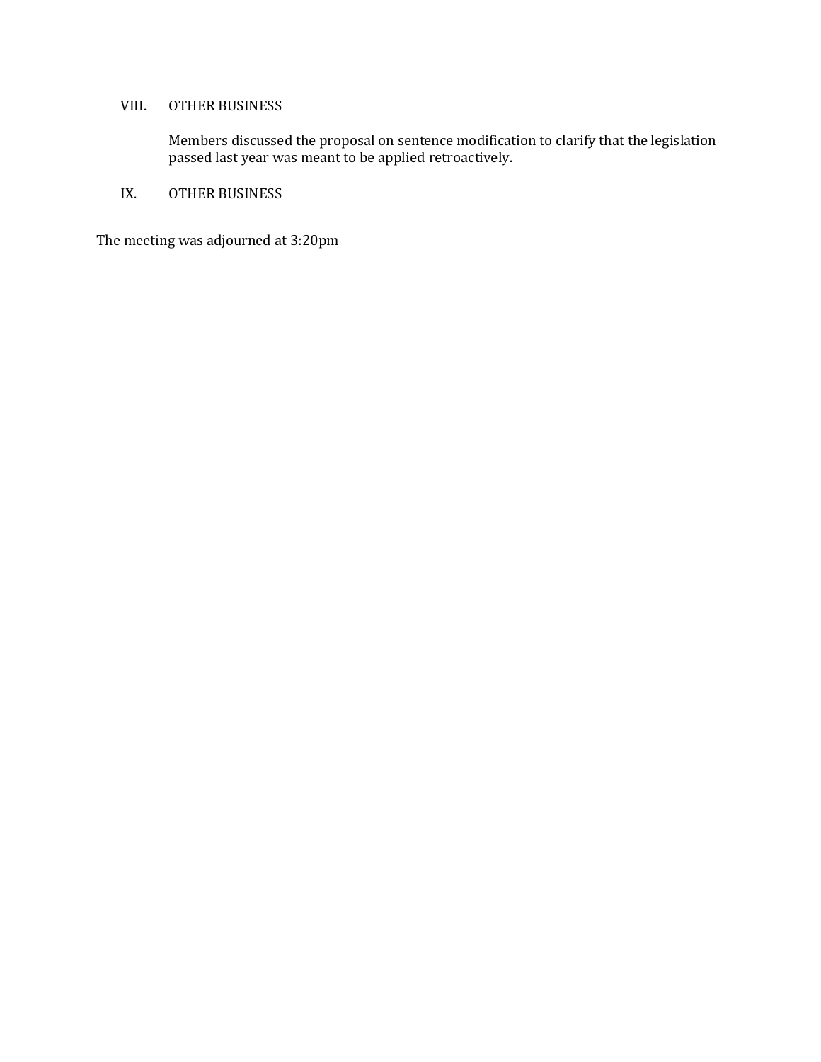## VIII. OTHER BUSINESS

Members discussed the proposal on sentence modification to clarify that the legislation passed last year was meant to be applied retroactively.

## IX. OTHER BUSINESS

The meeting was adjourned at 3:20pm